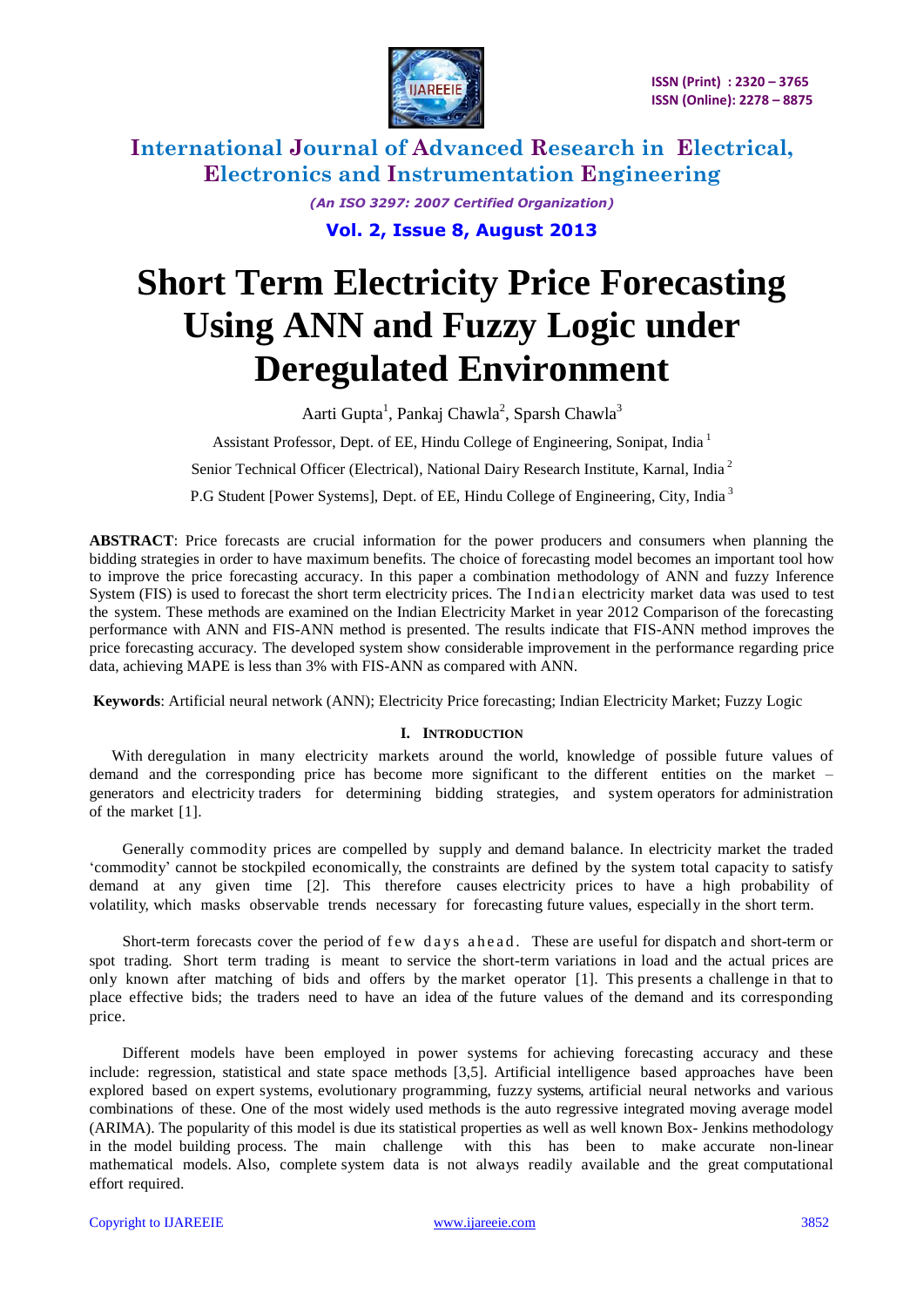# International Journal of Advanced Research in Electrical, Electronics and Instrumentation Engineering

*(An ISO 3297: 2007 Certified Organization)*

**Vol. 2, Issue 8, August 2013**

# Short Term Electricity Price Forecasting Using ANN and Fuzzy Logic under Deregulated Environment

Aarti Gupta[1], Pankaj Chawla[2], Sparsh Chawla[3]

Assistant Professor, Dept. of EE, Hindu College of Engineering, Sonipat, India [1]

Senior Technical Officer (Electrical), National Dairy Research Institute, Karnal, India [2]

P.G Student [Power Systems], Dept. of EE, Hindu College of Engineering, City, India [3]

**ABSTRACT**: Price forecasts are crucial information for the power producers and consumers when planning the bidding strategies in order to have maximum benefits. The choice of forecasting model becomes an important tool how to improve the price forecasting accuracy. In this paper a combination methodology of ANN and fuzzy Inference System (FIS) is used to forecast the short term electricity prices. The Indian electricity market data was used to test the system. These methods are examined on the Indian Electricity Market in year 2012 Comparison of the forecasting performance with ANN and FIS-ANN method is presented. The results indicate that FIS-ANN method improves the price forecasting accuracy. The developed system show considerable improvement in the performance regarding price data, achieving MAPE is less than 3% with FIS-ANN as compared with ANN.

**Keywords**: Artificial neural network (ANN); Electricity Price forecasting; Indian Electricity Market; Fuzzy Logic

## I. Introduction

With deregulation in many electricity markets around the world, knowledge of possible future values of demand and the corresponding price has become more significant to the different entities on the market – generators and electricity traders for determining bidding strategies, and system operators for administration of the market [1].

Generally commodity prices are compelled by supply and demand balance. In electricity market the traded 'commodity' cannot be stockpiled economically, the constraints are defined by the system total capacity to satisfy demand at any given time [2]. This therefore causes electricity prices to have a high probability of volatility, which masks observable trends necessary for forecasting future values, especially in the short term.

Short-term forecasts cover the period of few days ahead. These are useful for dispatch and short-term or spot trading. Short term trading is meant to service the short-term variations in load and the actual prices are only known after matching of bids and offers by the market operator [1]. This presents a challenge in that to place effective bids; the traders need to have an idea of the future values of the demand and its corresponding price.

Different models have been employed in power systems for achieving forecasting accuracy and these include: regression, statistical and state space methods [3,5]. Artificial intelligence based approaches have been explored based on expert systems, evolutionary programming, fuzzy systems, artificial neural networks and various combinations of these. One of the most widely used methods is the auto regressive integrated moving average model (ARIMA). The popularity of this model is due its statistical properties as well as well known Box- Jenkins methodology in the model building process. The main challenge with this has been to make accurate non-linear mathematical models. Also, complete system data is not always readily available and the great computational effort required.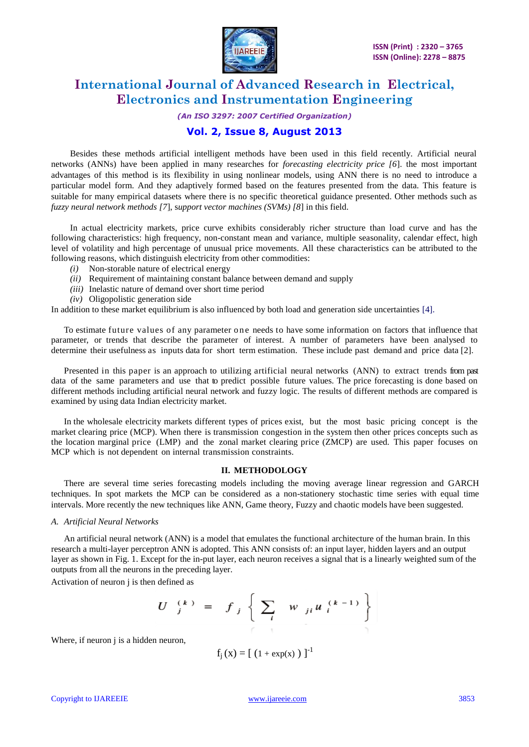Besides these methods artificial intelligent methods have been used in this field recently. Artificial neural networks (ANNs) have been applied in many researches for *forecasting electricity price [6*]. the most important advantages of this method is its flexibility in using nonlinear models, using ANN there is no need to introduce a particular model form. And they adaptively formed based on the features presented from the data. This feature is suitable for many empirical datasets where there is no specific theoretical guidance presented. Other methods such as *fuzzy neural network methods [7*], s*upport vector machines (SVMs) [8*] in this field.

In actual electricity markets, price curve exhibits considerably richer structure than load curve and has the following characteristics: high frequency, non-constant mean and variance, multiple seasonality, calendar effect, high level of volatility and high percentage of unusual price movements. All these characteristics can be attributed to the following reasons, which distinguish electricity from other commodities:

*(i)* Non-storable nature of electrical energy
*(ii)* Requirement of maintaining constant balance between demand and supply
*(iii)* Inelastic nature of demand over short time period
*(iv)* Oligopolistic generation side

In addition to these market equilibrium is also influenced by both load and generation side uncertainties [4].

To estimate future values of any parameter one needs to have some information on factors that influence that parameter, or trends that describe the parameter of interest. A number of parameters have been analysed to determine their usefulness as inputs data for short term estimation. These include past demand and price data [2].

Presented in this paper is an approach to utilizing artificial neural networks (ANN) to extract trends from past data of the same parameters and use that to predict possible future values. The price forecasting is done based on different methods including artificial neural network and fuzzy logic. The results of different methods are compared is examined by using data Indian electricity market.

In the wholesale electricity markets different types of prices exist, but the most basic pricing concept is the market clearing price (MCP). When there is transmission congestion in the system then other prices concepts such as the location marginal price (LMP) and the zonal market clearing price (ZMCP) are used. This paper focuses on MCP which is not dependent on internal transmission constraints.

## II. METHODOLOGY

There are several time series forecasting models including the moving average linear regression and GARCH techniques. In spot markets the MCP can be considered as a non-stationery stochastic time series with equal time intervals. More recently the new techniques like ANN, Game theory, Fuzzy and chaotic models have been suggested.

### *A. Artificial Neural Networks*

An artificial neural network (ANN) is a model that emulates the functional architecture of the human brain. In this research a multi-layer perceptron ANN is adopted. This ANN consists of: an input layer, hidden layers and an output layer as shown in Fig. 1. Except for the in-put layer, each neuron receives a signal that is a linearly weighted sum of the outputs from all the neurons in the preceding layer.

Activation of neuron j is then defined as

$$U_j^{(k)} = f_j \left\{ \sum_i w_{ji} u_i^{(k-1)} \right\}$$

Where, if neuron j is a hidden neuron,

$$f_j(x) = [\,(1 + \exp(x)\,)\,]^{-1}$$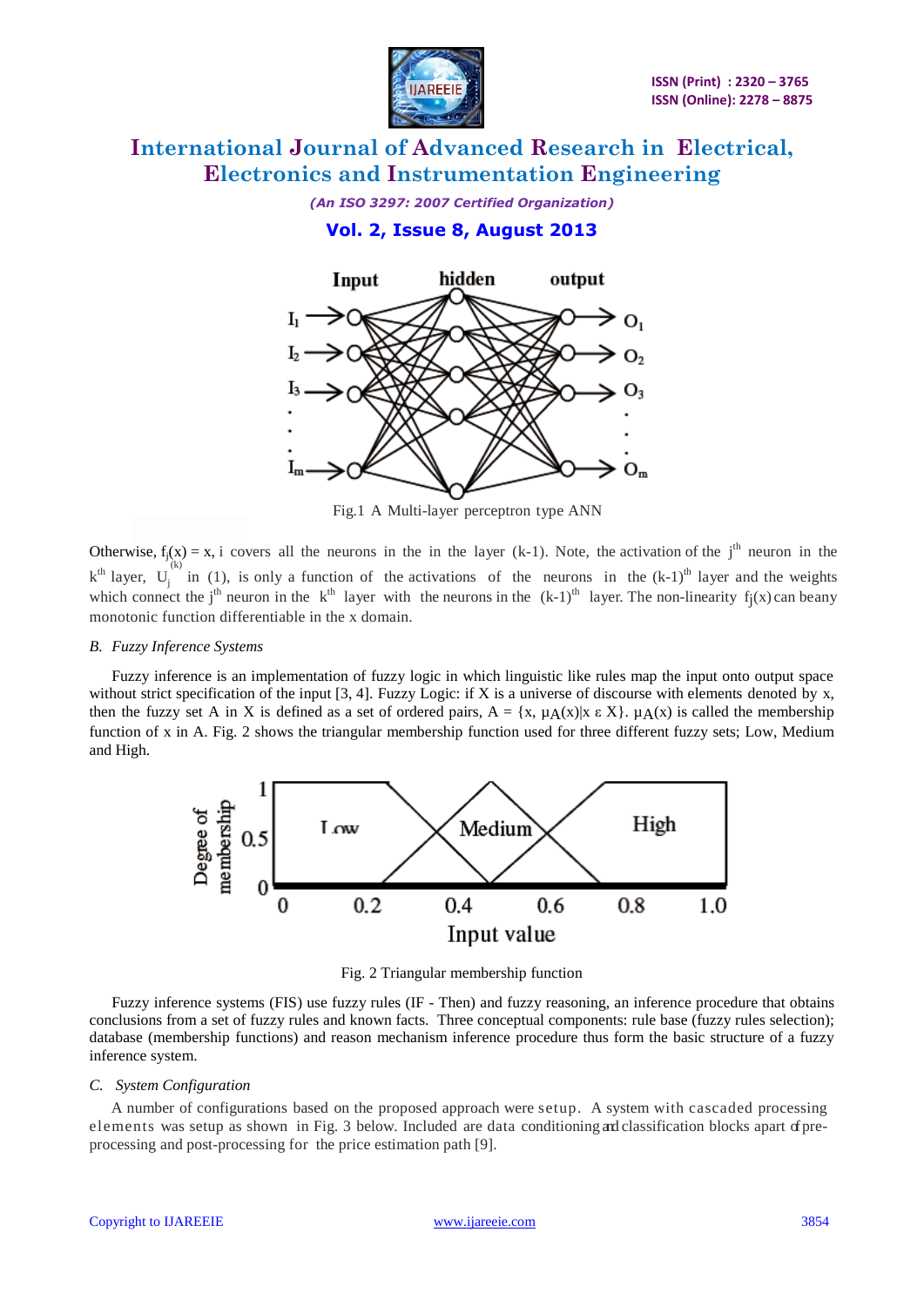Fig.1 A Multi-layer perceptron type ANN

Otherwise, $f_j(x) = x$, i covers all the neurons in the in the layer (k-1). Note, the activation of the $j^{th}$ neuron in the $k^{th}$ layer, $U_j^{(k)}$ in (1), is only a function of the activations of the neurons in the $(k-1)^{th}$ layer and the weights which connect the $j^{th}$ neuron in the $k^{th}$ layer with the neurons in the $(k-1)^{th}$ layer. The non-linearity $f_j(x)$ can beany monotonic function differentiable in the x domain.

### *B. Fuzzy Inference Systems*

Fuzzy inference is an implementation of fuzzy logic in which linguistic like rules map the input onto output space without strict specification of the input [3, 4]. Fuzzy Logic: if X is a universe of discourse with elements denoted by x, then the fuzzy set A in X is defined as a set of ordered pairs, $A = \{x, \mu_A(x) | x \varepsilon X\}$. $\mu_A(x)$ is called the membership function of x in A. Fig. 2 shows the triangular membership function used for three different fuzzy sets; Low, Medium and High.

Fig. 2 Triangular membership function

Fuzzy inference systems (FIS) use fuzzy rules (IF - Then) and fuzzy reasoning, an inference procedure that obtains conclusions from a set of fuzzy rules and known facts. Three conceptual components: rule base (fuzzy rules selection); database (membership functions) and reason mechanism inference procedure thus form the basic structure of a fuzzy inference system.

### *C. System Configuration*

A number of configurations based on the proposed approach were setup. A system with cascaded processing elements was setup as shown in Fig. 3 below. Included are data conditioning and classification blocks apart of pre-processing and post-processing for the price estimation path [9].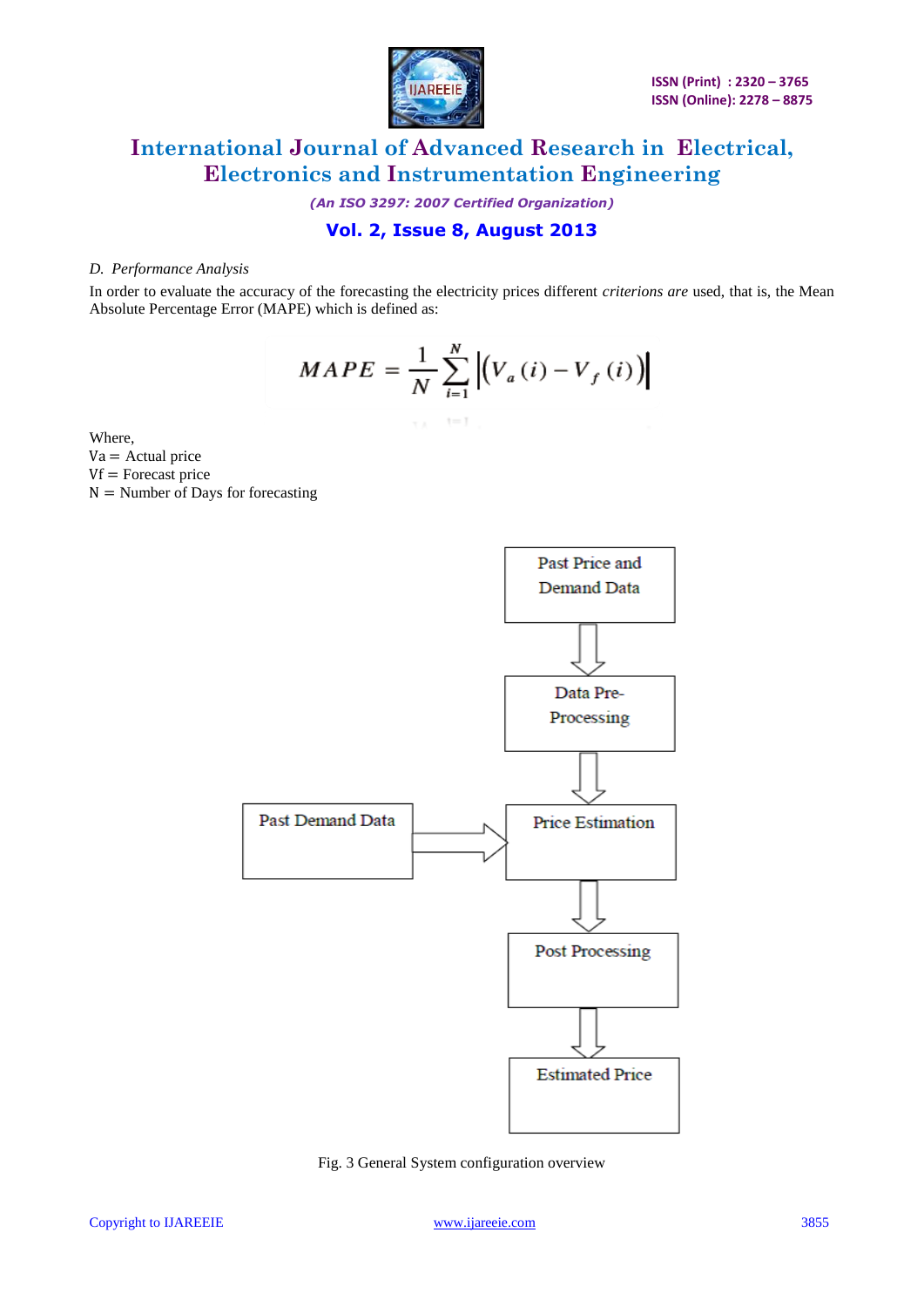*D. Performance Analysis*

In order to evaluate the accuracy of the forecasting the electricity prices different *criterions are* used, that is, the Mean Absolute Percentage Error (MAPE) which is defined as:

$$MAPE = \frac{1}{N}\sum_{i=1}^{N}\left|\left(V_a(i) - V_f(i)\right)\right|$$

Where,
Va = Actual price
Vf = Forecast price
N = Number of Days for forecasting

Past Price and Demand Data → Data Pre-Processing → Price Estimation (with input from Past Demand Data) → Post Processing → Estimated Price

Fig. 3 General System configuration overview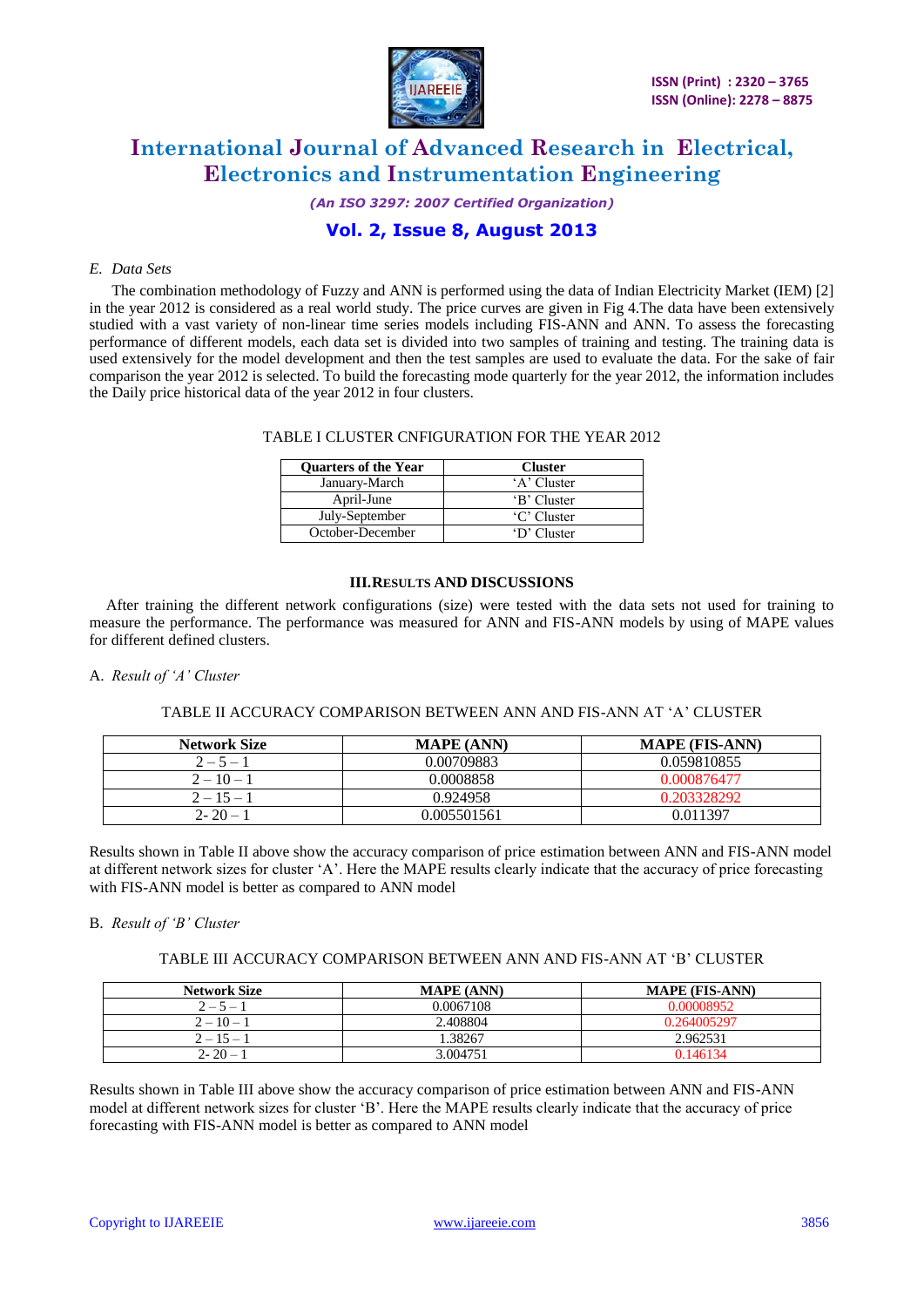*E. Data Sets*

The combination methodology of Fuzzy and ANN is performed using the data of Indian Electricity Market (IEM) [2] in the year 2012 is considered as a real world study. The price curves are given in Fig 4.The data have been extensively studied with a vast variety of non-linear time series models including FIS-ANN and ANN. To assess the forecasting performance of different models, each data set is divided into two samples of training and testing. The training data is used extensively for the model development and then the test samples are used to evaluate the data. For the sake of fair comparison the year 2012 is selected. To build the forecasting mode quarterly for the year 2012, the information includes the Daily price historical data of the year 2012 in four clusters.

TABLE I CLUSTER CNFIGURATION FOR THE YEAR 2012

| Quarters of the Year | Cluster |
|---|---|
| January-March | 'A' Cluster |
| April-June | 'B' Cluster |
| July-September | 'C' Cluster |
| October-December | 'D' Cluster |

## III. RESULTS AND DISCUSSIONS

After training the different network configurations (size) were tested with the data sets not used for training to measure the performance. The performance was measured for ANN and FIS-ANN models by using of MAPE values for different defined clusters.

A. *Result of 'A' Cluster*

TABLE II ACCURACY COMPARISON BETWEEN ANN AND FIS-ANN AT 'A' CLUSTER

| Network Size | MAPE (ANN) | MAPE (FIS-ANN) |
|---|---|---|
| 2 – 5 – 1 | 0.00709883 | 0.059810855 |
| 2 – 10 – 1 | 0.0008858 | 0.000876477 |
| 2 – 15 – 1 | 0.924958 | 0.203328292 |
| 2- 20 – 1 | 0.005501561 | 0.011397 |

Results shown in Table II above show the accuracy comparison of price estimation between ANN and FIS-ANN model at different network sizes for cluster 'A'. Here the MAPE results clearly indicate that the accuracy of price forecasting with FIS-ANN model is better as compared to ANN model

B. *Result of 'B' Cluster*

TABLE III ACCURACY COMPARISON BETWEEN ANN AND FIS-ANN AT 'B' CLUSTER

| Network Size | MAPE (ANN) | MAPE (FIS-ANN) |
|---|---|---|
| 2 – 5 – 1 | 0.0067108 | 0.00008952 |
| 2 – 10 – 1 | 2.408804 | 0.264005297 |
| 2 – 15 – 1 | 1.38267 | 2.962531 |
| 2- 20 – 1 | 3.004751 | 0.146134 |

Results shown in Table III above show the accuracy comparison of price estimation between ANN and FIS-ANN model at different network sizes for cluster 'B'. Here the MAPE results clearly indicate that the accuracy of price forecasting with FIS-ANN model is better as compared to ANN model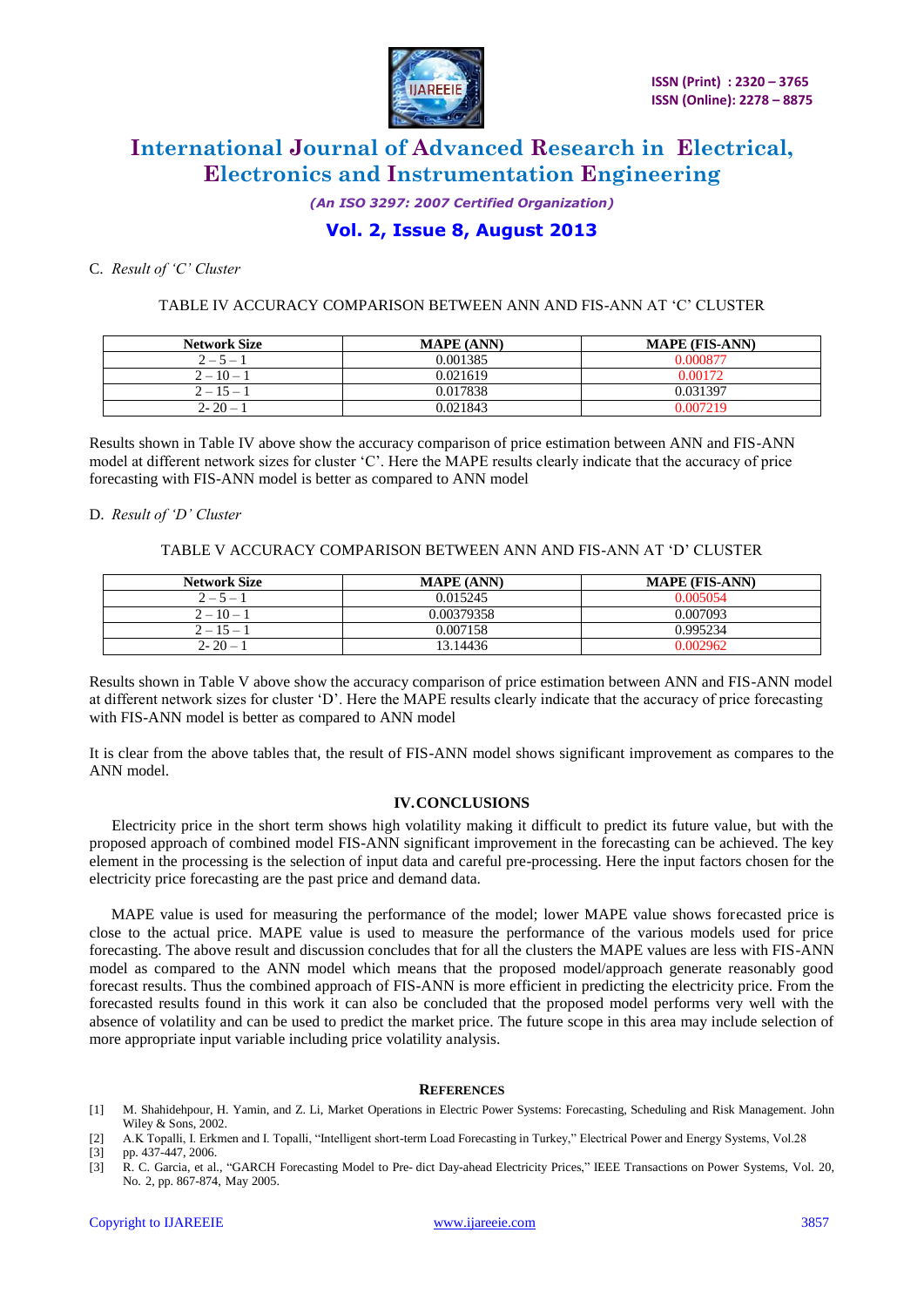C. *Result of 'C' Cluster*

TABLE IV ACCURACY COMPARISON BETWEEN ANN AND FIS-ANN AT 'C' CLUSTER

| Network Size | MAPE (ANN) | MAPE (FIS-ANN) |
|---|---|---|
| 2 – 5 – 1 | 0.001385 | 0.000877 |
| 2 – 10 – 1 | 0.021619 | 0.00172 |
| 2 – 15 – 1 | 0.017838 | 0.031397 |
| 2- 20 – 1 | 0.021843 | 0.007219 |

Results shown in Table IV above show the accuracy comparison of price estimation between ANN and FIS-ANN model at different network sizes for cluster 'C'. Here the MAPE results clearly indicate that the accuracy of price forecasting with FIS-ANN model is better as compared to ANN model

D. *Result of 'D' Cluster*

TABLE V ACCURACY COMPARISON BETWEEN ANN AND FIS-ANN AT 'D' CLUSTER

| Network Size | MAPE (ANN) | MAPE (FIS-ANN) |
|---|---|---|
| 2 – 5 – 1 | 0.015245 | 0.005054 |
| 2 – 10 – 1 | 0.00379358 | 0.007093 |
| 2 – 15 – 1 | 0.007158 | 0.995234 |
| 2- 20 – 1 | 13.14436 | 0.002962 |

Results shown in Table V above show the accuracy comparison of price estimation between ANN and FIS-ANN model at different network sizes for cluster 'D'. Here the MAPE results clearly indicate that the accuracy of price forecasting with FIS-ANN model is better as compared to ANN model

It is clear from the above tables that, the result of FIS-ANN model shows significant improvement as compares to the ANN model.

## IV. CONCLUSIONS

Electricity price in the short term shows high volatility making it difficult to predict its future value, but with the proposed approach of combined model FIS-ANN significant improvement in the forecasting can be achieved. The key element in the processing is the selection of input data and careful pre-processing. Here the input factors chosen for the electricity price forecasting are the past price and demand data.

MAPE value is used for measuring the performance of the model; lower MAPE value shows forecasted price is close to the actual price. MAPE value is used to measure the performance of the various models used for price forecasting. The above result and discussion concludes that for all the clusters the MAPE values are less with FIS-ANN model as compared to the ANN model which means that the proposed model/approach generate reasonably good forecast results. Thus the combined approach of FIS-ANN is more efficient in predicting the electricity price. From the forecasted results found in this work it can also be concluded that the proposed model performs very well with the absence of volatility and can be used to predict the market price. The future scope in this area may include selection of more appropriate input variable including price volatility analysis.

## REFERENCES

[1] M. Shahidehpour, H. Yamin, and Z. Li, Market Operations in Electric Power Systems: Forecasting, Scheduling and Risk Management. John Wiley & Sons, 2002.

[2] A.K Topalli, I. Erkmen and I. Topalli, "Intelligent short-term Load Forecasting in Turkey," Electrical Power and Energy Systems, Vol.28

[3] pp. 437-447, 2006.

[3] R. C. Garcia, et al., "GARCH Forecasting Model to Pre- dict Day-ahead Electricity Prices," IEEE Transactions on Power Systems, Vol. 20, No. 2, pp. 867-874, May 2005.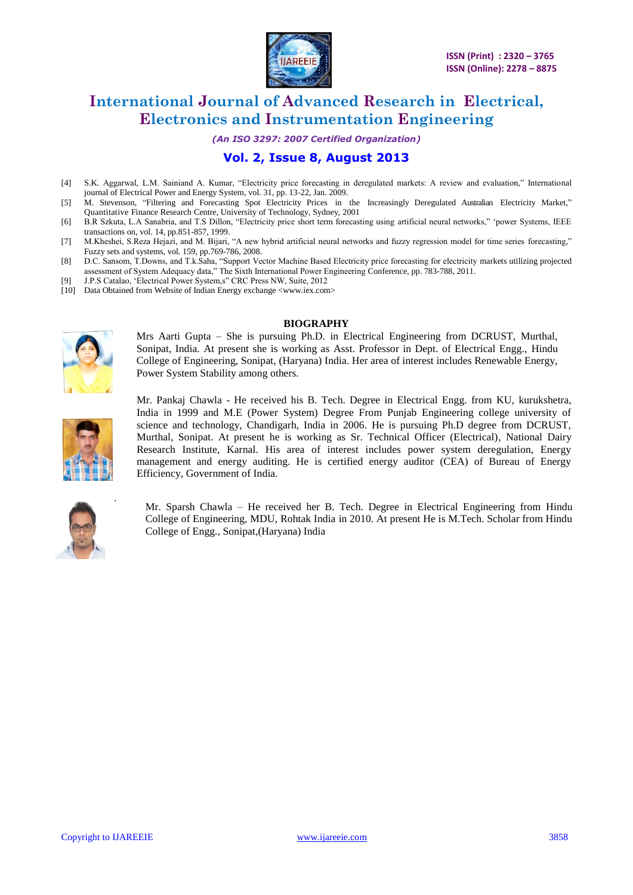[4] S.K. Aggarwal, L.M. Sainiand A. Kumar, "Electricity price forecasting in deregulated markets: A review and evaluation," International journal of Electrical Power and Energy System, vol. 31, pp. 13-22, Jan. 2009.

[5] M. Stevenson, "Filtering and Forecasting Spot Electricity Prices in the Increasingly Deregulated Australian Electricity Market," Quantitative Finance Research Centre, University of Technology, Sydney, 2001

[6] B.R Szkuta, L.A Sanabria, and T.S Dillon, "Electricity price short term forecasting using artificial neural networks," 'power Systems, IEEE transactions on, vol. 14, pp.851-857, 1999.

[7] M.Kheshei, S.Reza Hejazi, and M. Bijari, "A new hybrid artificial neural networks and fuzzy regression model for time series forecasting," Fuzzy sets and systems, vol. 159, pp.769-786, 2008.

[8] D.C. Sansom, T.Downs, and T.k.Saha, "Support Vector Machine Based Electricity price forecasting for electricity markets utilizing projected assessment of System Adequacy data," The Sixth International Power Engineering Conference, pp. 783-788, 2011.

[9] J.P.S Catalao, 'Electrical Power System,s" CRC Press NW, Suite, 2012

[10] Data Obtained from Website of Indian Energy exchange <www.iex.com>

## BIOGRAPHY

Mrs Aarti Gupta – She is pursuing Ph.D. in Electrical Engineering from DCRUST, Murthal, Sonipat, India. At present she is working as Asst. Professor in Dept. of Electrical Engg., Hindu College of Engineering, Sonipat, (Haryana) India. Her area of interest includes Renewable Energy, Power System Stability among others.

Mr. Pankaj Chawla - He received his B. Tech. Degree in Electrical Engg. from KU, kurukshetra, India in 1999 and M.E (Power System) Degree From Punjab Engineering college university of science and technology, Chandigarh, India in 2006. He is pursuing Ph.D degree from DCRUST, Murthal, Sonipat. At present he is working as Sr. Technical Officer (Electrical), National Dairy Research Institute, Karnal. His area of interest includes power system deregulation, Energy management and energy auditing. He is certified energy auditor (CEA) of Bureau of Energy Efficiency, Government of India.

Mr. Sparsh Chawla – He received her B. Tech. Degree in Electrical Engineering from Hindu College of Engineering, MDU, Rohtak India in 2010. At present He is M.Tech. Scholar from Hindu College of Engg., Sonipat,(Haryana) India